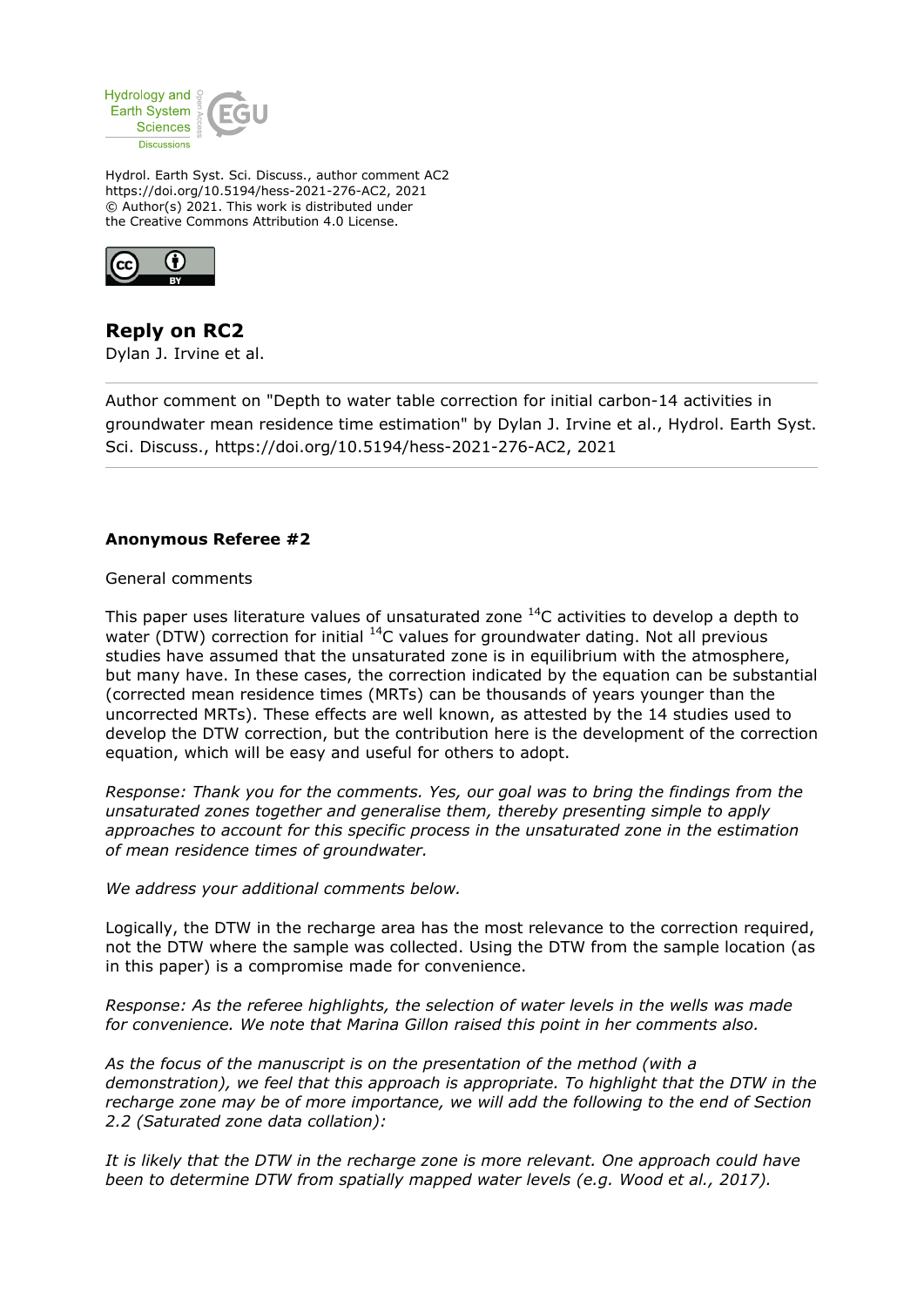Hydrol. Earth Syst. Sci. Discuss., author comment AC2
https://doi.org/10.5194/hess-2021-276-AC2, 2021
© Author(s) 2021. This work is distributed under
the Creative Commons Attribution 4.0 License.

## Reply on RC2

Dylan J. Irvine et al.

Author comment on "Depth to water table correction for initial carbon-14 activities in groundwater mean residence time estimation" by Dylan J. Irvine et al., Hydrol. Earth Syst. Sci. Discuss., https://doi.org/10.5194/hess-2021-276-AC2, 2021

**Anonymous Referee #2**

General comments

This paper uses literature values of unsaturated zone $^{14}C$ activities to develop a depth to water (DTW) correction for initial $^{14}C$ values for groundwater dating. Not all previous studies have assumed that the unsaturated zone is in equilibrium with the atmosphere, but many have. In these cases, the correction indicated by the equation can be substantial (corrected mean residence times (MRTs) can be thousands of years younger than the uncorrected MRTs). These effects are well known, as attested by the 14 studies used to develop the DTW correction, but the contribution here is the development of the correction equation, which will be easy and useful for others to adopt.

*Response: Thank you for the comments. Yes, our goal was to bring the findings from the unsaturated zones together and generalise them, thereby presenting simple to apply approaches to account for this specific process in the unsaturated zone in the estimation of mean residence times of groundwater.*

*We address your additional comments below.*

Logically, the DTW in the recharge area has the most relevance to the correction required, not the DTW where the sample was collected. Using the DTW from the sample location (as in this paper) is a compromise made for convenience.

*Response: As the referee highlights, the selection of water levels in the wells was made for convenience. We note that Marina Gillon raised this point in her comments also.*

*As the focus of the manuscript is on the presentation of the method (with a demonstration), we feel that this approach is appropriate. To highlight that the DTW in the recharge zone may be of more importance, we will add the following to the end of Section 2.2 (Saturated zone data collation):*

*It is likely that the DTW in the recharge zone is more relevant. One approach could have been to determine DTW from spatially mapped water levels (e.g. Wood et al., 2017).*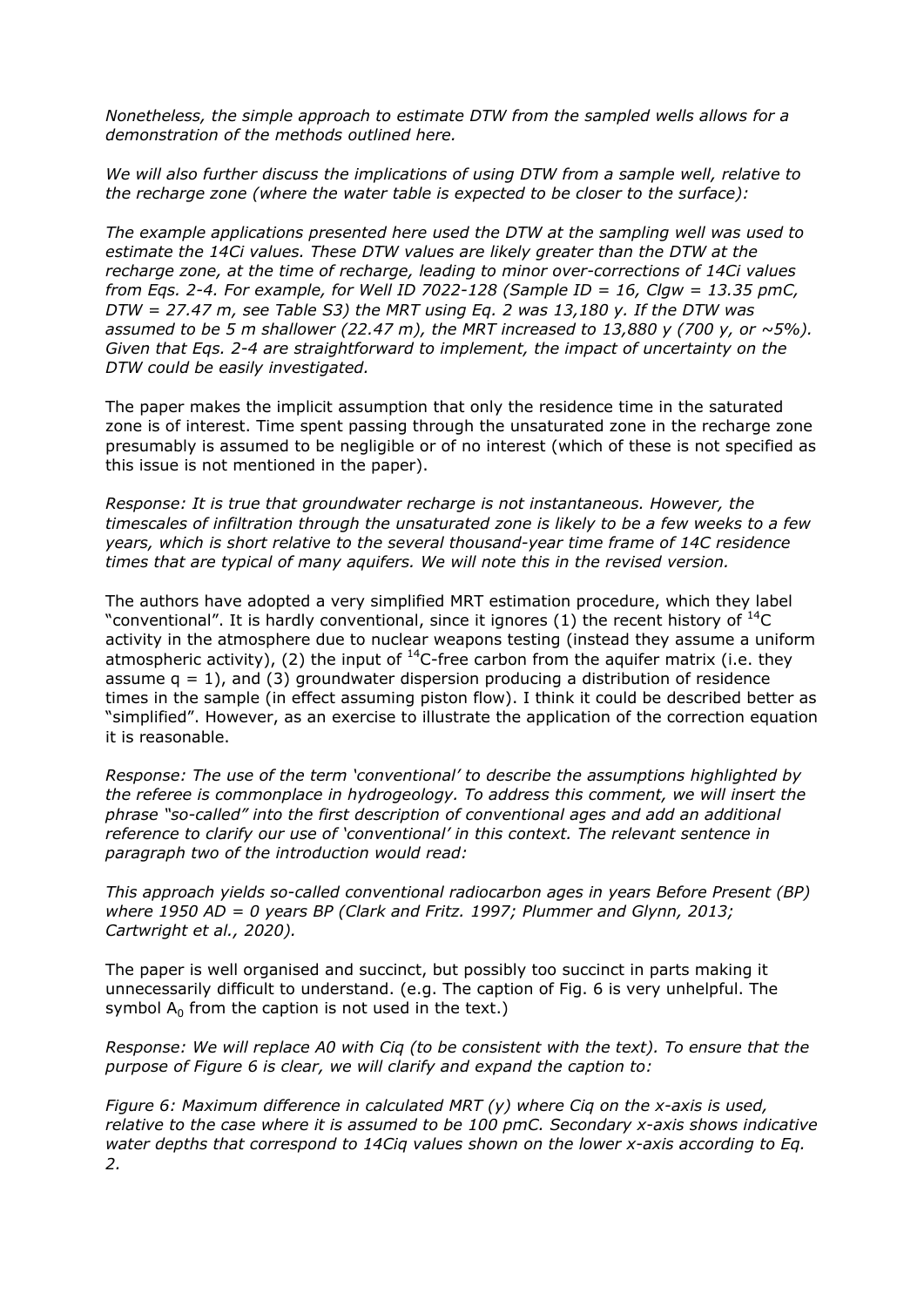*Nonetheless, the simple approach to estimate DTW from the sampled wells allows for a demonstration of the methods outlined here.*

*We will also further discuss the implications of using DTW from a sample well, relative to the recharge zone (where the water table is expected to be closer to the surface):*

*The example applications presented here used the DTW at the sampling well was used to estimate the 14Ci values. These DTW values are likely greater than the DTW at the recharge zone, at the time of recharge, leading to minor over-corrections of 14Ci values from Eqs. 2-4. For example, for Well ID 7022-128 (Sample ID = 16, Clgw = 13.35 pmC, DTW = 27.47 m, see Table S3) the MRT using Eq. 2 was 13,180 y. If the DTW was assumed to be 5 m shallower (22.47 m), the MRT increased to 13,880 y (700 y, or ~5%). Given that Eqs. 2-4 are straightforward to implement, the impact of uncertainty on the DTW could be easily investigated.*

The paper makes the implicit assumption that only the residence time in the saturated zone is of interest. Time spent passing through the unsaturated zone in the recharge zone presumably is assumed to be negligible or of no interest (which of these is not specified as this issue is not mentioned in the paper).

*Response: It is true that groundwater recharge is not instantaneous. However, the timescales of infiltration through the unsaturated zone is likely to be a few weeks to a few years, which is short relative to the several thousand-year time frame of 14C residence times that are typical of many aquifers. We will note this in the revised version.*

The authors have adopted a very simplified MRT estimation procedure, which they label "conventional". It is hardly conventional, since it ignores (1) the recent history of $^{14}C$ activity in the atmosphere due to nuclear weapons testing (instead they assume a uniform atmospheric activity), (2) the input of $^{14}C$-free carbon from the aquifer matrix (i.e. they assume $q = 1$), and (3) groundwater dispersion producing a distribution of residence times in the sample (in effect assuming piston flow). I think it could be described better as "simplified". However, as an exercise to illustrate the application of the correction equation it is reasonable.

*Response: The use of the term 'conventional' to describe the assumptions highlighted by the referee is commonplace in hydrogeology. To address this comment, we will insert the phrase "so-called" into the first description of conventional ages and add an additional reference to clarify our use of 'conventional' in this context. The relevant sentence in paragraph two of the introduction would read:*

*This approach yields so-called conventional radiocarbon ages in years Before Present (BP) where 1950 AD = 0 years BP (Clark and Fritz. 1997; Plummer and Glynn, 2013; Cartwright et al., 2020).*

The paper is well organised and succinct, but possibly too succinct in parts making it unnecessarily difficult to understand. (e.g. The caption of Fig. 6 is very unhelpful. The symbol $A_0$ from the caption is not used in the text.)

*Response: We will replace A0 with Ciq (to be consistent with the text). To ensure that the purpose of Figure 6 is clear, we will clarify and expand the caption to:*

*Figure 6: Maximum difference in calculated MRT (y) where Ciq on the x-axis is used, relative to the case where it is assumed to be 100 pmC. Secondary x-axis shows indicative water depths that correspond to 14Ciq values shown on the lower x-axis according to Eq. 2.*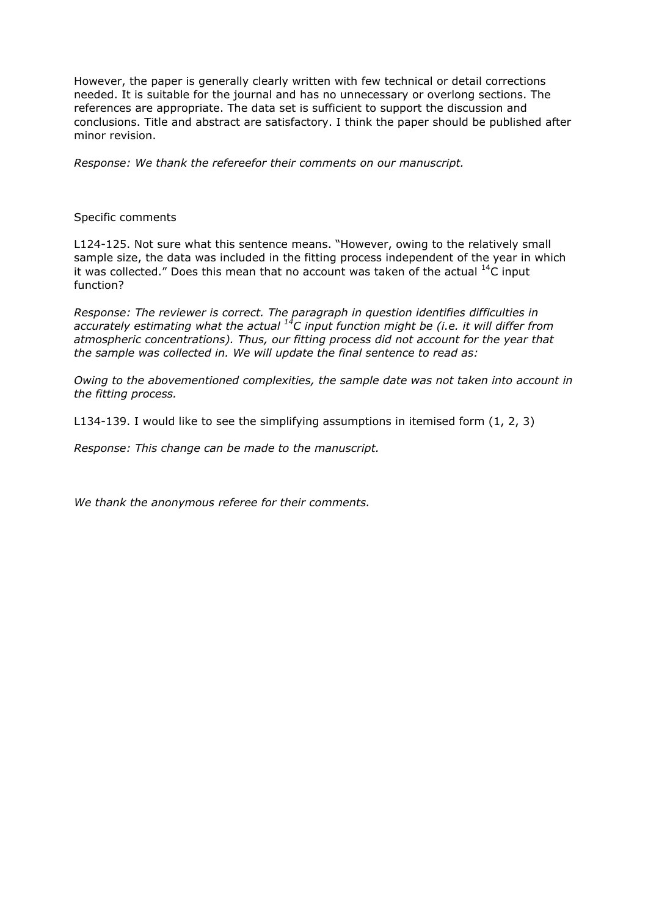However, the paper is generally clearly written with few technical or detail corrections needed. It is suitable for the journal and has no unnecessary or overlong sections. The references are appropriate. The data set is sufficient to support the discussion and conclusions. Title and abstract are satisfactory. I think the paper should be published after minor revision.

*Response: We thank the refereefor their comments on our manuscript.*

Specific comments

L124-125. Not sure what this sentence means. "However, owing to the relatively small sample size, the data was included in the fitting process independent of the year in which it was collected." Does this mean that no account was taken of the actual $^{14}C$ input function?

*Response: The reviewer is correct. The paragraph in question identifies difficulties in accurately estimating what the actual $^{14}C$ input function might be (i.e. it will differ from atmospheric concentrations). Thus, our fitting process did not account for the year that the sample was collected in. We will update the final sentence to read as:*

*Owing to the abovementioned complexities, the sample date was not taken into account in the fitting process.*

L134-139. I would like to see the simplifying assumptions in itemised form (1, 2, 3)

*Response: This change can be made to the manuscript.*

*We thank the anonymous referee for their comments.*